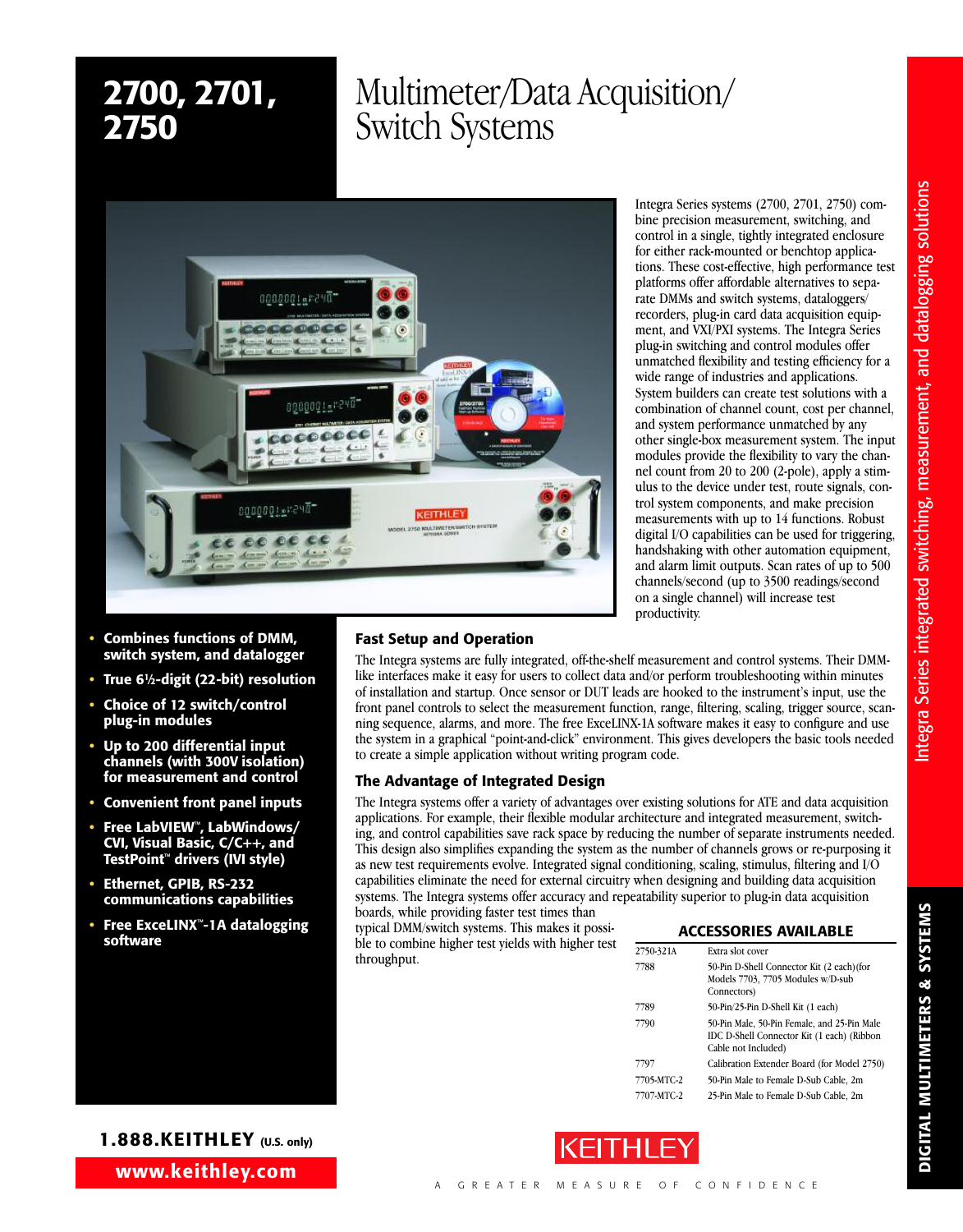# 2700, 2701, 2750

# Multimeter/Data Acquisition/ Switch Systems

Integra Series systems (2700, 2701, 2750) combine precision measurement, switching, and control in a single, tightly integrated enclosure for either rack-mounted or benchtop applications. These cost-effective, high performance test platforms offer affordable alternatives to separate DMMs and switch systems, dataloggers/recorders, plug-in card data acquisition equipment, and VXI/PXI systems. The Integra Series plug-in switching and control modules offer unmatched flexibility and testing efficiency for a wide range of industries and applications. System builders can create test solutions with a combination of channel count, cost per channel, and system performance unmatched by any other single-box measurement system. The input modules provide the flexibility to vary the channel count from 20 to 200 (2-pole), apply a stimulus to the device under test, route signals, control system components, and make precision measurements with up to 14 functions. Robust digital I/O capabilities can be used for triggering, handshaking with other automation equipment, and alarm limit outputs. Scan rates of up to 500 channels/second (up to 3500 readings/second on a single channel) will increase test productivity.

- **Combines functions of DMM, switch system, and datalogger**
- **True 6½-digit (22-bit) resolution**
- **Choice of 12 switch/control plug-in modules**
- **Up to 200 differential input channels (with 300V isolation) for measurement and control**
- **Convenient front panel inputs**
- **Free LabVIEW™, LabWindows/CVI, Visual Basic, C/C++, and TestPoint™ drivers (IVI style)**
- **Ethernet, GPIB, RS-232 communications capabilities**
- **Free ExceLINX™-1A datalogging software**

### Fast Setup and Operation

The Integra systems are fully integrated, off-the-shelf measurement and control systems. Their DMM-like interfaces make it easy for users to collect data and/or perform troubleshooting within minutes of installation and startup. Once sensor or DUT leads are hooked to the instrument's input, use the front panel controls to select the measurement function, range, filtering, scaling, trigger source, scanning sequence, alarms, and more. The free ExceLINX-1A software makes it easy to configure and use the system in a graphical "point-and-click" environment. This gives developers the basic tools needed to create a simple application without writing program code.

### The Advantage of Integrated Design

The Integra systems offer a variety of advantages over existing solutions for ATE and data acquisition applications. For example, their flexible modular architecture and integrated measurement, switching, and control capabilities save rack space by reducing the number of separate instruments needed. This design also simplifies expanding the system as the number of channels grows or re-purposing it as new test requirements evolve. Integrated signal conditioning, scaling, stimulus, filtering and I/O capabilities eliminate the need for external circuitry when designing and building data acquisition systems. The Integra systems offer accuracy and repeatability superior to plug-in data acquisition boards, while providing faster test times than typical DMM/switch systems. This makes it possible to combine higher test yields with higher test throughput.

### ACCESSORIES AVAILABLE

| | |
|---|---|
| 2750-321A | Extra slot cover |
| 7788 | 50-Pin D-Shell Connector Kit (2 each)(for Models 7703, 7705 Modules w/D-sub Connectors) |
| 7789 | 50-Pin/25-Pin D-Shell Kit (1 each) |
| 7790 | 50-Pin Male, 50-Pin Female, and 25-Pin Male IDC D-Shell Connector Kit (1 each) (Ribbon Cable not Included) |
| 7797 | Calibration Extender Board (for Model 2750) |
| 7705-MTC-2 | 50-Pin Male to Female D-Sub Cable, 2m |
| 7707-MTC-2 | 25-Pin Male to Female D-Sub Cable, 2m |

Integra Series integrated switching, measurement, and datalogging solutions

DIGITAL MULTIMETERS & SYSTEMS

**1.888.KEITHLEY** (U.S. only)

**www.keithley.com**

KEITHLEY

A GREATER MEASURE OF CONFIDENCE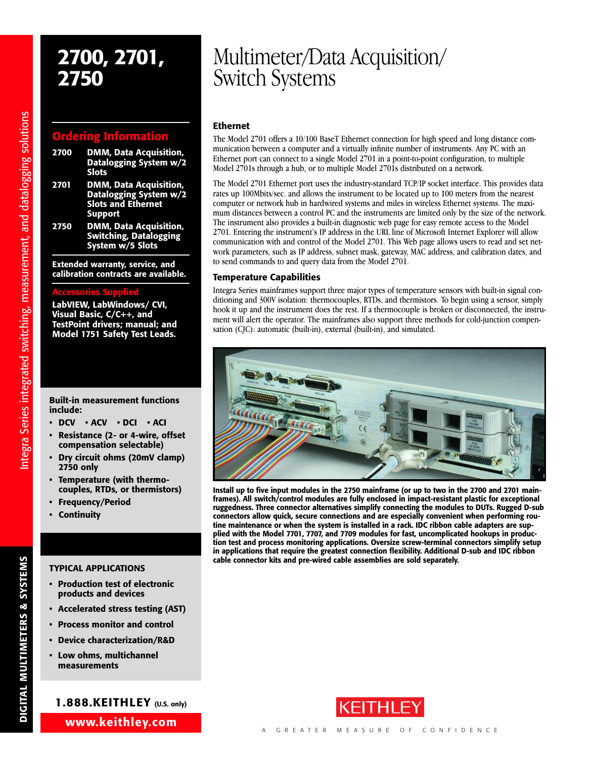# 2700, 2701, 2750

# Multimeter/Data Acquisition/ Switch Systems

## Ordering Information

**2700** DMM, Data Acquisition, Datalogging System w/2 Slots

**2701** DMM, Data Acquisition, Datalogging System w/2 Slots and Ethernet Support

**2750** DMM, Data Acquisition, Switching, Datalogging System w/5 Slots

**Extended warranty, service, and calibration contracts are available.**

### Accessories Supplied

**LabVIEW, LabWindows/ CVI, Visual Basic, C/C++, and TestPoint drivers; manual; and Model 1751 Safety Test Leads.**

**Built-in measurement functions include:**

- DCV • ACV • DCI • ACI
- Resistance (2- or 4-wire, offset compensation selectable)
- Dry circuit ohms (20mV clamp) 2750 only
- Temperature (with thermocouples, RTDs, or thermistors)
- Frequency/Period
- Continuity

### TYPICAL APPLICATIONS

- Production test of electronic products and devices
- Accelerated stress testing (AST)
- Process monitor and control
- Device characterization/R&D
- Low ohms, multichannel measurements

### Ethernet

The Model 2701 offers a 10/100 BaseT Ethernet connection for high speed and long distance communication between a computer and a virtually infinite number of instruments. Any PC with an Ethernet port can connect to a single Model 2701 in a point-to-point configuration, to multiple Model 2701s through a hub, or to multiple Model 2701s distributed on a network.

The Model 2701 Ethernet port uses the industry-standard TCP/IP socket interface. This provides data rates up 100Mbits/sec. and allows the instrument to be located up to 100 meters from the nearest computer or network hub in hardwired systems and miles in wireless Ethernet systems. The maximum distances between a control PC and the instruments are limited only by the size of the network. The instrument also provides a built-in diagnostic web page for easy remote access to the Model 2701. Entering the instrument's IP address in the URL line of Microsoft Internet Explorer will allow communication with and control of the Model 2701. This Web page allows users to read and set network parameters, such as IP address, subnet mask, gateway, MAC address, and calibration dates, and to send commands to and query data from the Model 2701.

### Temperature Capabilities

Integra Series mainframes support three major types of temperature sensors with built-in signal conditioning and 300V isolation: thermocouples, RTDs, and thermistors. To begin using a sensor, simply hook it up and the instrument does the rest. If a thermocouple is broken or disconnected, the instrument will alert the operator. The mainframes also support three methods for cold-junction compensation (CJC): automatic (built-in), external (built-in), and simulated.

**Install up to five input modules in the 2750 mainframe (or up to two in the 2700 and 2701 mainframes). All switch/control modules are fully enclosed in impact-resistant plastic for exceptional ruggedness. Three connector alternatives simplify connecting the modules to DUTs. Rugged D-sub connectors allow quick, secure connections and are especially convenient when performing routine maintenance or when the system is installed in a rack. IDC ribbon cable adapters are supplied with the Model 7701, 7707, and 7709 modules for fast, uncomplicated hookups in production test and process monitoring applications. Oversize screw-terminal connectors simplify setup in applications that require the greatest connection flexibility. Additional D-sub and IDC ribbon cable connector kits and pre-wired cable assemblies are sold separately.**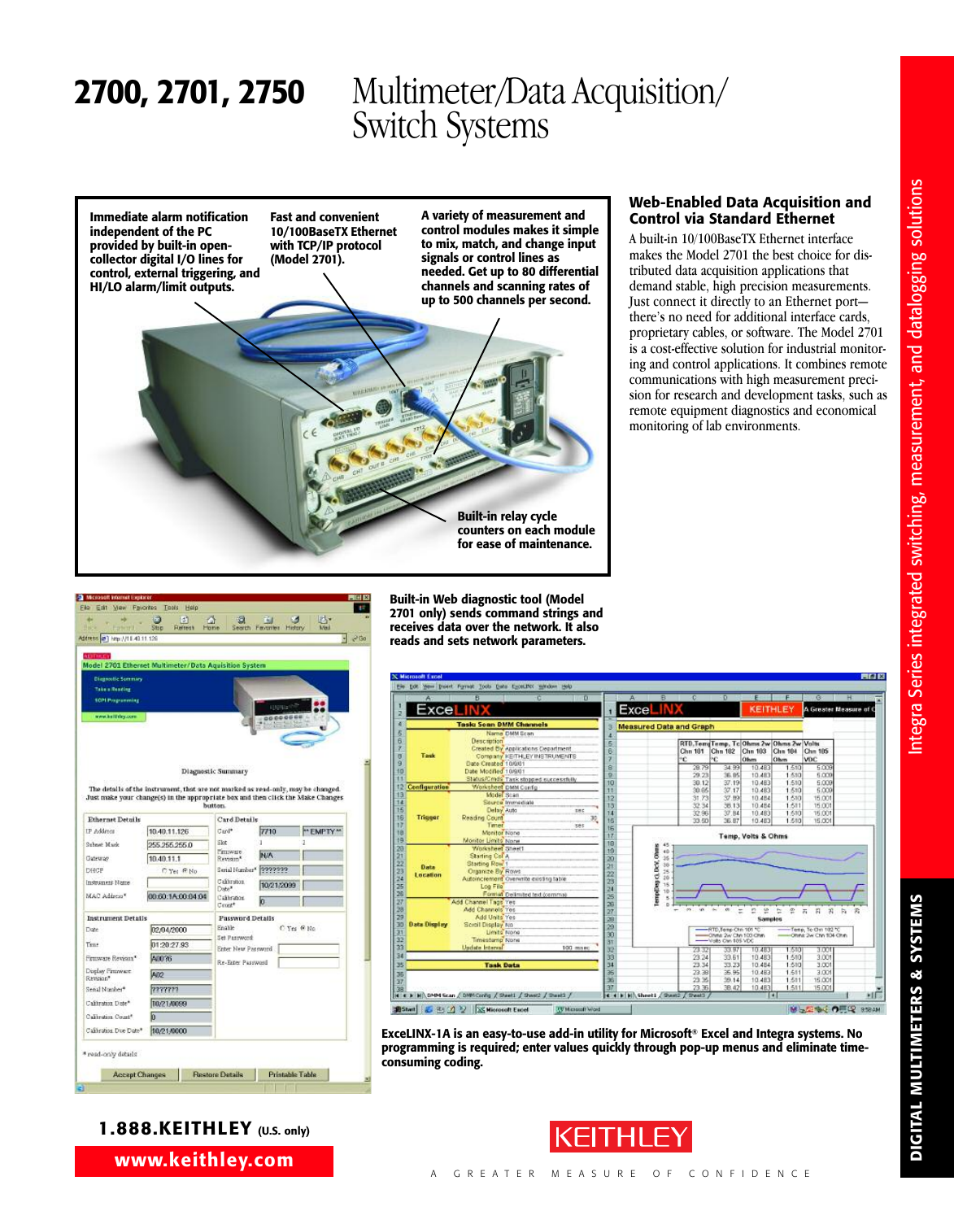# 2700, 2701, 2750 Multimeter/Data Acquisition/ Switch Systems

**Immediate alarm notification independent of the PC provided by built-in open-collector digital I/O lines for control, external triggering, and HI/LO alarm/limit outputs.**

**Fast and convenient 10/100BaseTX Ethernet with TCP/IP protocol (Model 2701).**

**A variety of measurement and control modules makes it simple to mix, match, and change input signals or control lines as needed. Get up to 80 differential channels and scanning rates of up to 500 channels per second.**

**Built-in relay cycle counters on each module for ease of maintenance.**

## Web-Enabled Data Acquisition and Control via Standard Ethernet

A built-in 10/100BaseTX Ethernet interface makes the Model 2701 the best choice for distributed data acquisition applications that demand stable, high precision measurements. Just connect it directly to an Ethernet port—there's no need for additional interface cards, proprietary cables, or software. The Model 2701 is a cost-effective solution for industrial monitoring and control applications. It combines remote communications with high measurement precision for research and development tasks, such as remote equipment diagnostics and economical monitoring of lab environments.

**Built-in Web diagnostic tool (Model 2701 only) sends command strings and receives data over the network. It also reads and sets network parameters.**

**ExceLINX-1A is an easy-to-use add-in utility for Microsoft® Excel and Integra systems. No programming is required; enter values quickly through pop-up menus and eliminate time-consuming coding.**

**1.888.KEITHLEY** (U.S. only)

**www.keithley.com**

KEITHLEY

A GREATER MEASURE OF CONFIDENCE

Integra Series integrated switching, measurement, and datalogging solutions

DIGITAL MULTIMETERS & SYSTEMS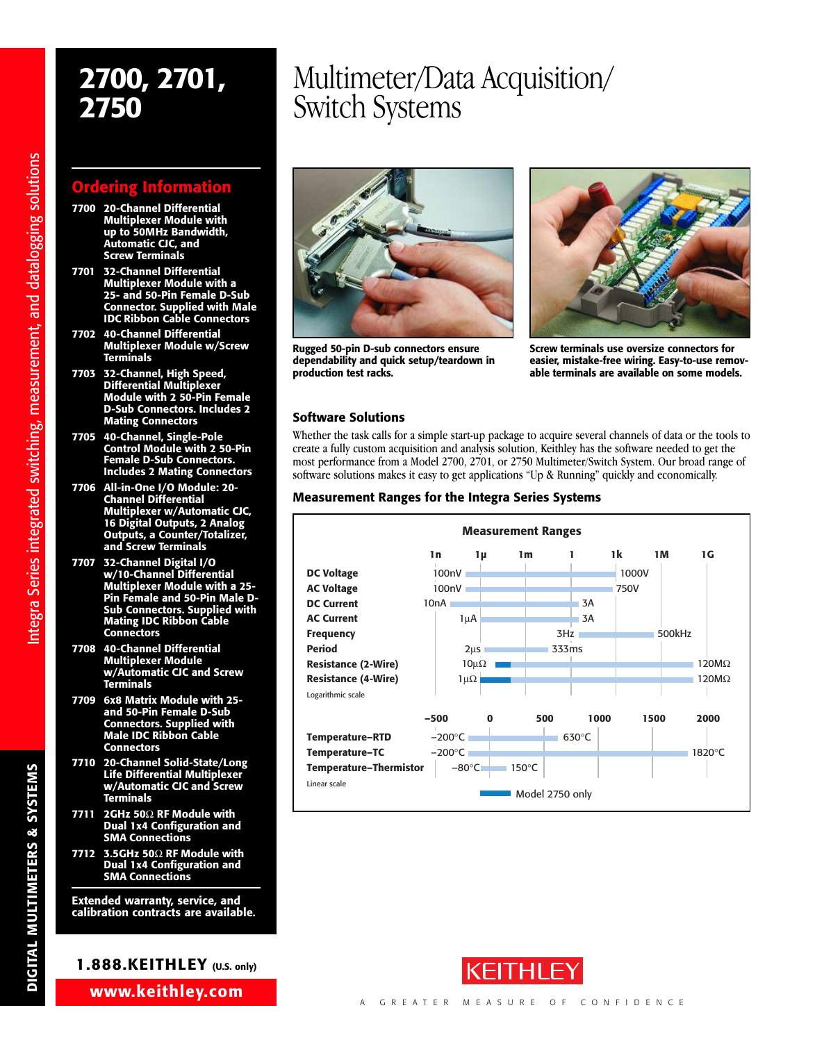# 2700, 2701, 2750

# Multimeter/Data Acquisition/Switch Systems

## Ordering Information

- **7700** 20-Channel Differential Multiplexer Module with up to 50MHz Bandwidth, Automatic CJC, and Screw Terminals
- **7701** 32-Channel Differential Multiplexer Module with a 25- and 50-Pin Female D-Sub Connector. Supplied with Male IDC Ribbon Cable Connectors
- **7702** 40-Channel Differential Multiplexer Module w/Screw Terminals
- **7703** 32-Channel, High Speed, Differential Multiplexer Module with 2 50-Pin Female D-Sub Connectors. Includes 2 Mating Connectors
- **7705** 40-Channel, Single-Pole Control Module with 2 50-Pin Female D-Sub Connectors. Includes 2 Mating Connectors
- **7706** All-in-One I/O Module: 20-Channel Differential Multiplexer w/Automatic CJC, 16 Digital Outputs, 2 Analog Outputs, a Counter/Totalizer, and Screw Terminals
- **7707** 32-Channel Digital I/O w/10-Channel Differential Multiplexer Module with a 25-Pin Female and 50-Pin Male D-Sub Connectors. Supplied with Mating IDC Ribbon Cable Connectors
- **7708** 40-Channel Differential Multiplexer Module w/Automatic CJC and Screw Terminals
- **7709** 6x8 Matrix Module with 25- and 50-Pin Female D-Sub Connectors. Supplied with Male IDC Ribbon Cable Connectors
- **7710** 20-Channel Solid-State/Long Life Differential Multiplexer w/Automatic CJC and Screw Terminals
- **7711** 2GHz 50Ω RF Module with Dual 1x4 Configuration and SMA Connections
- **7712** 3.5GHz 50Ω RF Module with Dual 1x4 Configuration and SMA Connections

**Extended warranty, service, and calibration contracts are available.**

**1.888.KEITHLEY** (U.S. only)

**www.keithley.com**

Rugged 50-pin D-sub connectors ensure dependability and quick setup/teardown in production test racks.

Screw terminals use oversize connectors for easier, mistake-free wiring. Easy-to-use removable terminals are available on some models.

### Software Solutions

Whether the task calls for a simple start-up package to acquire several channels of data or the tools to create a fully custom acquisition and analysis solution, Keithley has the software needed to get the most performance from a Model 2700, 2701, or 2750 Multimeter/Switch System. Our broad range of software solutions makes it easy to get applications "Up & Running" quickly and economically.

### Measurement Ranges for the Integra Series Systems

**Measurement Ranges**

| Function | Minimum | Maximum |
|---|---|---|
| DC Voltage | 100nV | 1000V |
| AC Voltage | 100nV | 750V |
| DC Current | 10nA | 3A |
| AC Current | 1µA | 3A |
| Frequency | 3Hz | 500kHz |
| Period | 2µs | 333ms |
| Resistance (2-Wire) | 10µΩ | 120MΩ |
| Resistance (4-Wire) | 1µΩ | 120MΩ |

Logarithmic scale

| Function | Minimum | Maximum |
|---|---|---|
| Temperature–RTD | –200°C | 630°C |
| Temperature–TC | –200°C | 1820°C |
| Temperature–Thermistor | –80°C | 150°C |

Linear scale

Model 2750 only

KEITHLEY

A GREATER MEASURE OF CONFIDENCE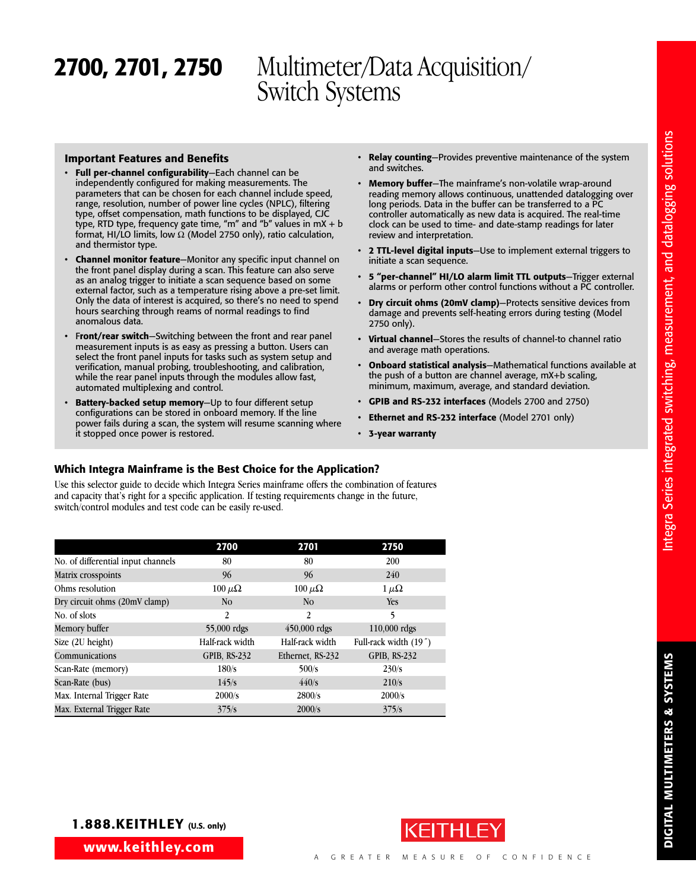# 2700, 2701, 2750 Multimeter/Data Acquisition/ Switch Systems

## Important Features and Benefits

- **Full per-channel configurability**—Each channel can be independently configured for making measurements. The parameters that can be chosen for each channel include speed, range, resolution, number of power line cycles (NPLC), filtering type, offset compensation, math functions to be displayed, CJC type, RTD type, frequency gate time, "m" and "b" values in mX + b format, HI/LO limits, low Ω (Model 2750 only), ratio calculation, and thermistor type.
- **Channel monitor feature**—Monitor any specific input channel on the front panel display during a scan. This feature can also serve as an analog trigger to initiate a scan sequence based on some external factor, such as a temperature rising above a pre-set limit. Only the data of interest is acquired, so there's no need to spend hours searching through reams of normal readings to find anomalous data.
- **Front/rear switch**—Switching between the front and rear panel measurement inputs is as easy as pressing a button. Users can select the front panel inputs for tasks such as system setup and verification, manual probing, troubleshooting, and calibration, while the rear panel inputs through the modules allow fast, automated multiplexing and control.
- **Battery-backed setup memory**—Up to four different setup configurations can be stored in onboard memory. If the line power fails during a scan, the system will resume scanning where it stopped once power is restored.
- **Relay counting**—Provides preventive maintenance of the system and switches.
- **Memory buffer**—The mainframe's non-volatile wrap-around reading memory allows continuous, unattended datalogging over long periods. Data in the buffer can be transferred to a PC controller automatically as new data is acquired. The real-time clock can be used to time- and date-stamp readings for later review and interpretation.
- **2 TTL-level digital inputs**—Use to implement external triggers to initiate a scan sequence.
- **5 "per-channel" HI/LO alarm limit TTL outputs**—Trigger external alarms or perform other control functions without a PC controller.
- **Dry circuit ohms (20mV clamp)**—Protects sensitive devices from damage and prevents self-heating errors during testing (Model 2750 only).
- **Virtual channel**—Stores the results of channel-to channel ratio and average math operations.
- **Onboard statistical analysis**—Mathematical functions available at the push of a button are channel average, mX+b scaling, minimum, maximum, average, and standard deviation.
- **GPIB and RS-232 interfaces** (Models 2700 and 2750)
- **Ethernet and RS-232 interface** (Model 2701 only)
- **3-year warranty**

## Which Integra Mainframe is the Best Choice for the Application?

Use this selector guide to decide which Integra Series mainframe offers the combination of features and capacity that's right for a specific application. If testing requirements change in the future, switch/control modules and test code can be easily re-used.

| | 2700 | 2701 | 2750 |
|---|---|---|---|
| No. of differential input channels | 80 | 80 | 200 |
| Matrix crosspoints | 96 | 96 | 240 |
| Ohms resolution | 100 μΩ | 100 μΩ | 1 μΩ |
| Dry circuit ohms (20mV clamp) | No | No | Yes |
| No. of slots | 2 | 2 | 5 |
| Memory buffer | 55,000 rdgs | 450,000 rdgs | 110,000 rdgs |
| Size (2U height) | Half-rack width | Half-rack width | Full-rack width (19″) |
| Communications | GPIB, RS-232 | Ethernet, RS-232 | GPIB, RS-232 |
| Scan-Rate (memory) | 180/s | 500/s | 230/s |
| Scan-Rate (bus) | 145/s | 440/s | 210/s |
| Max. Internal Trigger Rate | 2000/s | 2800/s | 2000/s |
| Max. External Trigger Rate | 375/s | 2000/s | 375/s |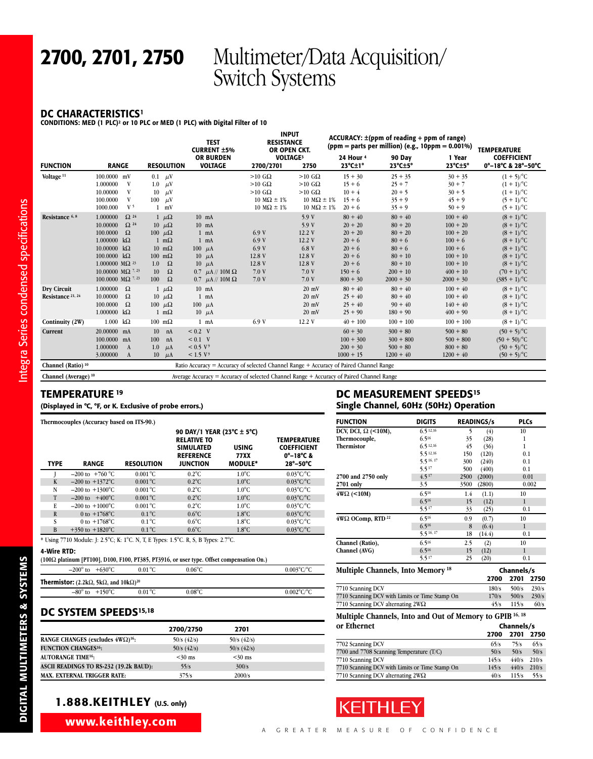# 2700, 2701, 2750 Multimeter/Data Acquisition/ Switch Systems

## DC CHARACTERISTICS[1]

**CONDITIONS: MED (1 PLC)[2] or 10 PLC or MED (1 PLC) with Digital Filter of 10**

| FUNCTION | RANGE | RESOLUTION | TEST CURRENT ±5% OR BURDEN VOLTAGE | INPUT RESISTANCE OR OPEN CKT. VOLTAGE[3] 2700/2701 | 2750 | ACCURACY: ±(ppm of reading + ppm of range) (ppm = parts per million) (e.g., 10ppm = 0.001%) 24 Hour[4] 23°C±1° | 90 Day 23°C±5° | 1 Year 23°C±5° | TEMPERATURE COEFFICIENT 0°–18°C & 28°–50°C |
|---|---|---|---|---|---|---|---|---|---|
| Voltage[11] | 100.0000 mV | 0.1 µV | | >10 GΩ | >10 GΩ | 15 + 30 | 25 + 35 | 30 + 35 | (1 + 5)/°C |
| | 1.000000 V | 1.0 µV | | >10 GΩ | >10 GΩ | 15 + 6 | 25 + 7 | 30 + 7 | (1 + 1)/°C |
| | 10.00000 V | 10 µV | | >10 GΩ | >10 GΩ | 10 + 4 | 20 + 5 | 30 + 5 | (1 + 1)/°C |
| | 100.0000 V | 100 µV | | 10 MΩ ± 1% | 10 MΩ ± 1% | 15 + 6 | 35 + 9 | 45 + 9 | (5 + 1)/°C |
| | 1000.000 V[5] | 1 mV | | 10 MΩ ± 1% | 10 MΩ ± 1% | 20 + 6 | 35 + 9 | 50 + 9 | (5 + 1)/°C |
| Resistance[6, 8] | 1.000000 Ω[24] | 1 µΩ | 10 mA | | 5.9 V | 80 + 40 | 80 + 40 | 100 + 40 | (8 + 1)/°C |
| | 10.00000 Ω[24] | 10 µΩ | 10 mA | | 5.9 V | 20 + 20 | 80 + 20 | 100 + 20 | (8 + 1)/°C |
| | 100.0000 Ω | 100 µΩ | 1 mA | 6.9 V | 12.2 V | 20 + 20 | 80 + 20 | 100 + 20 | (8 + 1)/°C |
| | 1.000000 kΩ | 1 mΩ | 1 mA | 6.9 V | 12.2 V | 20 + 6 | 80 + 6 | 100 + 6 | (8 + 1)/°C |
| | 10.00000 kΩ | 10 mΩ | 100 µA | 6.9 V | 6.8 V | 20 + 6 | 80 + 6 | 100 + 6 | (8 + 1)/°C |
| | 100.0000 kΩ | 100 mΩ | 10 µA | 12.8 V | 12.8 V | 20 + 6 | 80 + 10 | 100 + 10 | (8 + 1)/°C |
| | 1.000000 MΩ[23] | 1.0 Ω | 10 µA | 12.8 V | 12.8 V | 20 + 6 | 80 + 10 | 100 + 10 | (8 + 1)/°C |
| | 10.00000 MΩ[7, 23] | 10 Ω | 0.7 µA // 10M Ω | 7.0 V | 7.0 V | 150 + 6 | 200 + 10 | 400 + 10 | (70 + 1)/°C |
| | 100.0000 MΩ[7, 23] | 100 Ω | 0.7 µA // 10M Ω | 7.0 V | 7.0 V | 800 + 30 | 2000 + 30 | 2000 + 30 | (385 + 1)/°C |
| Dry Circuit Resistance[21, 24] | 1.000000 Ω | 1 µΩ | 10 mA | | 20 mV | 80 + 40 | 80 + 40 | 100 + 40 | (8 + 1)/°C |
| | 10.00000 Ω | 10 µΩ | 1 mA | | 20 mV | 25 + 40 | 80 + 40 | 100 + 40 | (8 + 1)/°C |
| | 100.0000 Ω | 100 µΩ | 100 µA | | 20 mV | 25 + 40 | 90 + 40 | 140 + 40 | (8 + 1)/°C |
| | 1.000000 kΩ | 1 mΩ | 10 µA | | 20 mV | 25 + 90 | 180 + 90 | 400 + 90 | (8 + 1)/°C |
| Continuity (2W) | 1.000 kΩ | 100 mΩ | 1 mA | 6.9 V | 12.2 V | 40 + 100 | 100 + 100 | 100 + 100 | (8 + 1)/°C |
| Current | 20.00000 mA | 10 nA | < 0.2 V | | | 60 + 30 | 300 + 80 | 500 + 80 | (50 + 5)/°C |
| | 100.0000 mA | 100 nA | < 0.1 V | | | 100 + 300 | 300 + 800 | 500 + 800 | (50 + 50)/°C |
| | 1.000000 A | 1.0 µA | < 0.5 V[9] | | | 200 + 30 | 500 + 80 | 800 + 80 | (50 + 5)/°C |
| | 3.000000 A | 10 µA | < 1.5 V[9] | | | 1000 + 15 | 1200 + 40 | 1200 + 40 | (50 + 5)/°C |
| Channel (Ratio)[10] | Ratio Accuracy = Accuracy of selected Channel Range + Accuracy of Paired Channel Range | | | | | | | | |
| Channel (Average)[10] | Average Accuracy = Accuracy of selected Channel Range + Accuracy of Paired Channel Range | | | | | | | | |

## TEMPERATURE[19]

**(Displayed in °C, °F, or K. Exclusive of probe errors.)**

**Thermocouples (Accuracy based on ITS-90.)**

| TYPE | RANGE | RESOLUTION | 90 DAY/1 YEAR (23°C ± 5°C) RELATIVE TO SIMULATED REFERENCE JUNCTION | USING 77XX MODULE* | TEMPERATURE COEFFICIENT 0°–18°C & 28°–50°C |
|---|---|---|---|---|---|
| J | −200 to +760 °C | 0.001 °C | 0.2°C | 1.0°C | 0.03°C/°C |
| K | −200 to +1372°C | 0.001 °C | 0.2°C | 1.0°C | 0.03°C/°C |
| N | −200 to +1300°C | 0.001 °C | 0.2°C | 1.0°C | 0.03°C/°C |
| T | −200 to +400°C | 0.001 °C | 0.2°C | 1.0°C | 0.03°C/°C |
| E | −200 to +1000°C | 0.001 °C | 0.2°C | 1.0°C | 0.03°C/°C |
| R | 0 to +1768°C | 0.1 °C | 0.6°C | 1.8°C | 0.03°C/°C |
| S | 0 to +1768°C | 0.1 °C | 0.6°C | 1.8°C | 0.03°C/°C |
| B | +350 to +1820°C | 0.1 °C | 0.6°C | 1.8°C | 0.03°C/°C |

\* Using 7710 Module: J: 2.5°C; K: 1°C. N, T, E Types: 1.5°C. R, S, B Types: 2.7°C.

**4-Wire RTD:**

(100Ω platinum [PT100], D100, F100, PT385, PT3916, or user type. Offset compensation On.)

| | | | |
|---|---|---|---|
| −200° to +630°C | 0.01 °C | 0.06°C | 0.003°C/°C |

**Thermistor:** (2.2kΩ, 5kΩ, and 10kΩ)[20]

| | | | |
|---|---|---|---|
| −80° to +150°C | 0.01 °C | 0.08°C | 0.002°C/°C |

## DC SYSTEM SPEEDS[15,18]

| | 2700/2750 | 2701 |
|---|---|---|
| RANGE CHANGES (excludes 4WΩ)[16]: | 50/s (42/s) | 50/s (42/s) |
| FUNCTION CHANGES[16]: | 50/s (42/s) | 50/s (42/s) |
| AUTORANGE TIME[16]: | <30 ms | <30 ms |
| ASCII READINGS TO RS-232 (19.2k BAUD): | 55/s | 300/s |
| MAX. EXTERNAL TRIGGER RATE: | 375/s | 2000/s |

## DC MEASUREMENT SPEEDS[15]

**Single Channel, 60Hz (50Hz) Operation**

| FUNCTION | DIGITS | READINGS/s | PLCs |
|---|---|---|---|
| DCV, DCI, Ω (<10M), Thermocouple, Thermistor | 6.5[12,16] | 5 (4) | 10 |
| | 6.5[16] | 35 (28) | 1 |
| | 6.5[12,16] | 45 (36) | 1 |
| | 5.5[12,16] | 150 (120) | 0.1 |
| | 5.5[16, 17] | 300 (240) | 0.1 |
| | 5.5[17] | 500 (400) | 0.1 |
| 2700 and 2750 only | 4.5[17] | 2500 (2000) | 0.01 |
| 2701 only | 3.5 | 3500 (2800) | 0.002 |
| 4WΩ (<10M) | 6.5[16] | 1.4 (1.1) | 10 |
| | 6.5[16] | 15 (12) | 1 |
| | 5.5[17] | 33 (25) | 0.1 |
| 4WΩ OComp, RTD[22] | 6.5[16] | 0.9 (0.7) | 10 |
| | 6.5[16] | 8 (6.4) | 1 |
| | 5.5[16, 17] | 18 (14.4) | 0.1 |
| Channel (Ratio), Channel (AVG) | 6.5[16] | 2.5 (2) | 10 |
| | 6.5[16] | 15 (12) | 1 |
| | 5.5[17] | 25 (20) | 0.1 |

**Multiple Channels, Into Memory[18]**

| | Channels/s 2700 | 2701 | 2750 |
|---|---|---|---|
| 7710 Scanning DCV | 180/s | 500/s | 230/s |
| 7710 Scanning DCV with Limits or Time Stamp On | 170/s | 500/s | 230/s |
| 7710 Scanning DCV alternating 2WΩ | 45/s | 115/s | 60/s |

**Multiple Channels, Into and Out of Memory to GPIB[16, 18] or Ethernet**

| | Channels/s 2700 | 2701 | 2750 |
|---|---|---|---|
| 7702 Scanning DCV | 65/s | 75/s | 65/s |
| 7700 and 7708 Scanning Temperature (T/C) | 50/s | 50/s | 50/s |
| 7710 Scanning DCV | 145/s | 440/s | 210/s |
| 7710 Scanning DCV with Limits or Time Stamp On | 145/s | 440/s | 210/s |
| 7710 Scanning DCV alternating 2WΩ | 40/s | 115/s | 55/s |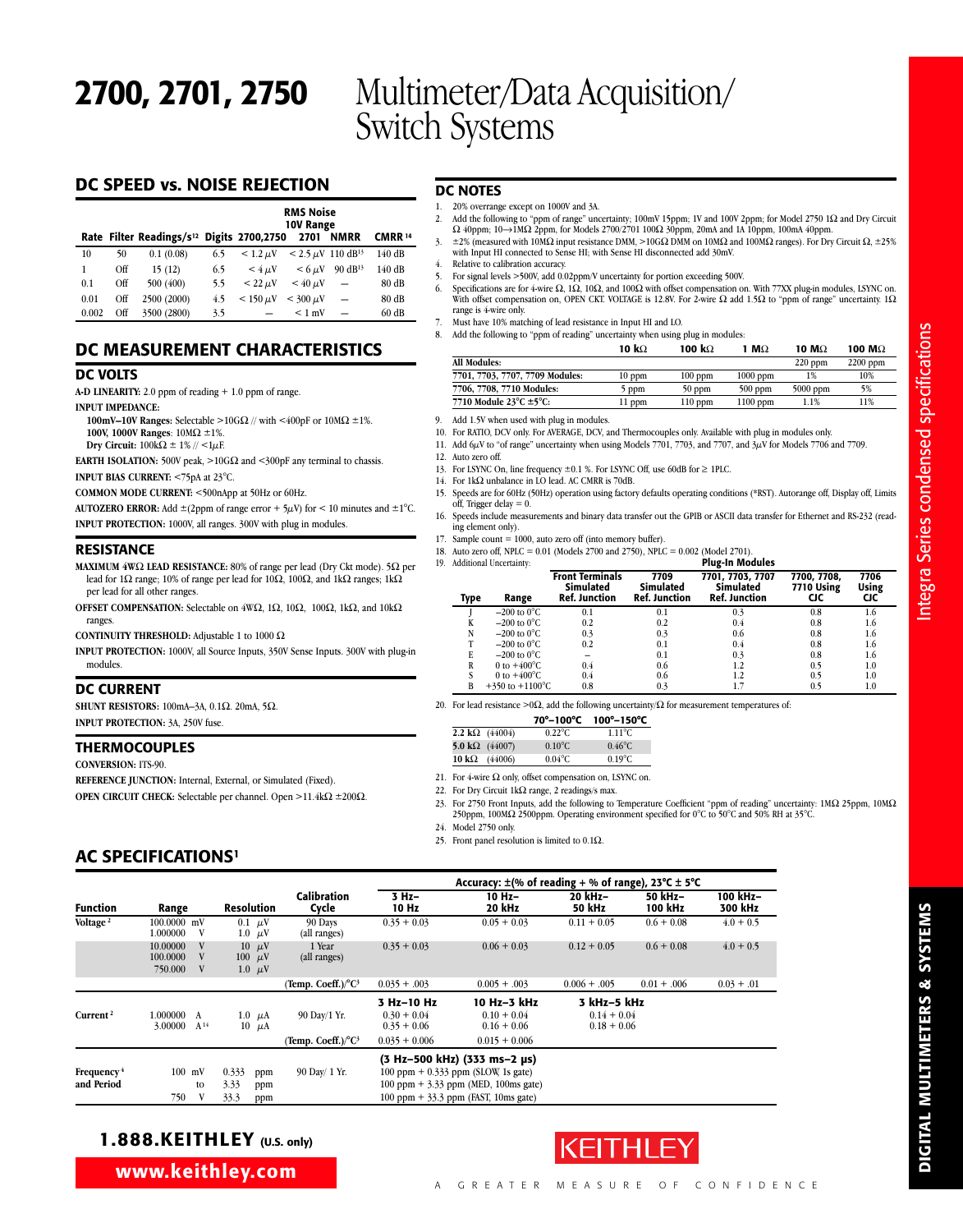# 2700, 2701, 2750 Multimeter/Data Acquisition/Switch Systems

## DC SPEED vs. NOISE REJECTION

| Rate | Filter | Readings/s[12] | Digits | RMS Noise 10V Range 2700,2750 | 2701 | NMRR | CMRR[14] |
|---|---|---|---|---|---|---|---|
| 10 | 50 | 0.1 (0.08) | 6.5 | < 1.2 µV | < 2.5 µV | 110 dB[13] | 140 dB |
| 1 | Off | 15 (12) | 6.5 | < 4 µV | < 6 µV | 90 dB[13] | 140 dB |
| 0.1 | Off | 500 (400) | 5.5 | < 22 µV | < 40 µV | — | 80 dB |
| 0.01 | Off | 2500 (2000) | 4.5 | < 150 µV | < 300 µV | — | 80 dB |
| 0.002 | Off | 3500 (2800) | 3.5 | — | < 1 mV | — | 60 dB |

## DC MEASUREMENT CHARACTERISTICS

### DC VOLTS

**A-D LINEARITY:** 2.0 ppm of reading + 1.0 ppm of range.

**INPUT IMPEDANCE:**

**100mV–10V Ranges:** Selectable >10GΩ // with <400pF or 10MΩ ±1%.
**100V, 1000V Ranges:** 10MΩ ±1%.
**Dry Circuit:** 100kΩ ± 1% // <1µF.

**EARTH ISOLATION:** 500V peak, >10GΩ and <300pF any terminal to chassis.

**INPUT BIAS CURRENT:** <75pA at 23°C.

**COMMON MODE CURRENT:** <500nApp at 50Hz or 60Hz.

**AUTOZERO ERROR:** Add ±(2ppm of range error + 5µV) for < 10 minutes and ±1°C.

**INPUT PROTECTION:** 1000V, all ranges. 300V with plug in modules.

### RESISTANCE

**MAXIMUM 4WΩ LEAD RESISTANCE:** 80% of range per lead (Dry Ckt mode). 5Ω per lead for 1Ω range; 10% of range per lead for 10Ω, 100Ω, and 1kΩ ranges; 1kΩ per lead for all other ranges.

**OFFSET COMPENSATION:** Selectable on 4WΩ, 1Ω, 10Ω, 100Ω, 1kΩ, and 10kΩ ranges.

**CONTINUITY THRESHOLD:** Adjustable 1 to 1000 Ω

**INPUT PROTECTION:** 1000V, all Source Inputs, 350V Sense Inputs. 300V with plug-in modules.

### DC CURRENT

**SHUNT RESISTORS:** 100mA–3A, 0.1Ω. 20mA, 5Ω.

**INPUT PROTECTION:** 3A, 250V fuse.

### THERMOCOUPLES

**CONVERSION:** ITS-90.

**REFERENCE JUNCTION:** Internal, External, or Simulated (Fixed).

**OPEN CIRCUIT CHECK:** Selectable per channel. Open >11.4kΩ ±200Ω.

## DC NOTES

1. 20% overrange except on 1000V and 3A.
2. Add the following to "ppm of range" uncertainty; 100mV 15ppm; 1V and 100V 2ppm; for Model 2750 1Ω and Dry Circuit Ω 40ppm; 10→1MΩ 2ppm, for Models 2700/2701 100Ω 30ppm, 20mA and 1A 10ppm, 100mA 40ppm.
3. ±2% (measured with 10MΩ input resistance DMM, >10GΩ DMM on 10MΩ and 100MΩ ranges). For Dry Circuit Ω, ±25% with Input HI connected to Sense HI; with Sense HI disconnected add 30mV.
4. Relative to calibration accuracy.
5. For signal levels >500V, add 0.02ppm/V uncertainty for portion exceeding 500V.
6. Specifications are for 4-wire Ω, 1Ω, 10Ω, and 100Ω with offset compensation on. With 77XX plug-in modules, LSYNC on. With offset compensation on, OPEN CKT. VOLTAGE is 12.8V. For 2-wire Ω add 1.5Ω to "ppm of range" uncertainty. 1Ω range is 4-wire only.
7. Must have 10% matching of lead resistance in Input HI and LO.
8. Add the following to "ppm of reading" uncertainty when using plug in modules:

| | 10 kΩ | 100 kΩ | 1 MΩ | 10 MΩ | 100 MΩ |
|---|---|---|---|---|---|
| All Modules: | | | | 220 ppm | 2200 ppm |
| 7701, 7703, 7707, 7709 Modules: | 10 ppm | 100 ppm | 1000 ppm | 1% | 10% |
| 7706, 7708, 7710 Modules: | 5 ppm | 50 ppm | 500 ppm | 5000 ppm | 5% |
| 7710 Module 23°C ±5°C: | 11 ppm | 110 ppm | 1100 ppm | 1.1% | 11% |

9. Add 1.5V when used with plug in modules.
10. For RATIO, DCV only. For AVERAGE, DCV, and Thermocouples only. Available with plug in modules only.
11. Add 6µV to "of range" uncertainty when using Models 7701, 7703, and 7707, and 3µV for Models 7706 and 7709.
12. Auto zero off.
13. For LSYNC On, line frequency ±0.1 %. For LSYNC Off, use 60dB for ≥ 1PLC.
14. For 1kΩ unbalance in LO lead. AC CMRR is 70dB.
15. Speeds are for 60Hz (50Hz) operation using factory defaults operating conditions (*RST). Autorange off, Display off, Limits off, Trigger delay = 0.
16. Speeds include measurements and binary data transfer out the GPIB or ASCII data transfer for Ethernet and RS-232 (reading element only).
17. Sample count = 1000, auto zero off (into memory buffer).
18. Auto zero off, NPLC = 0.01 (Models 2700 and 2750), NPLC = 0.002 (Model 2701).
19. Additional Uncertainty:

| | | | Plug-In Modules | | | |
|---|---|---|---|---|---|---|
| Type | Range | Front Terminals Simulated Ref. Junction | 7709 Simulated Ref. Junction | 7701, 7703, 7707 Simulated Ref. Junction | 7700, 7708, 7710 Using CJC | 7706 Using CJC |
| J | −200 to 0°C | 0.1 | 0.1 | 0.3 | 0.8 | 1.6 |
| K | −200 to 0°C | 0.2 | 0.2 | 0.4 | 0.8 | 1.6 |
| N | −200 to 0°C | 0.3 | 0.3 | 0.6 | 0.8 | 1.6 |
| T | −200 to 0°C | 0.2 | 0.1 | 0.4 | 0.8 | 1.6 |
| E | −200 to 0°C | – | 0.1 | 0.3 | 0.8 | 1.6 |
| R | 0 to +400°C | 0.4 | 0.6 | 1.2 | 0.5 | 1.0 |
| S | 0 to +400°C | 0.4 | 0.6 | 1.2 | 0.5 | 1.0 |
| B | +350 to +1100°C | 0.8 | 0.3 | 1.7 | 0.5 | 1.0 |

20. For lead resistance >0Ω, add the following uncertainty/Ω for measurement temperatures of:

| | 70°–100°C | 100°–150°C |
|---|---|---|
| 2.2 kΩ (44004) | 0.22°C | 1.11°C |
| 5.0 kΩ (44007) | 0.10°C | 0.46°C |
| 10 kΩ (44006) | 0.04°C | 0.19°C |

21. For 4-wire Ω only, offset compensation on, LSYNC on.
22. For Dry Circuit 1kΩ range, 2 readings/s max.
23. For 2750 Front Inputs, add the following to Temperature Coefficient "ppm of reading" uncertainty: 1MΩ 25ppm, 10MΩ 250ppm, 100MΩ 2500ppm. Operating environment specified for 0°C to 50°C and 50% RH at 35°C.
24. Model 2750 only.
25. Front panel resolution is limited to 0.1Ω.

## AC SPECIFICATIONS[1]

| Function | Range | Resolution | Calibration Cycle | Accuracy: ±(% of reading + % of range), 23°C ± 5°C 3 Hz–10 Hz | 10 Hz–20 kHz | 20 kHz–50 kHz | 50 kHz–100 kHz | 100 kHz–300 kHz |
|---|---|---|---|---|---|---|---|---|
| Voltage[2] | 100.0000 mV<br>1.000000 V | 0.1 µV<br>1.0 µV | 90 Days (all ranges) | 0.35 + 0.03 | 0.05 + 0.03 | 0.11 + 0.05 | 0.6 + 0.08 | 4.0 + 0.5 |
| | 10.00000 V<br>100.0000 V<br>750.000 V | 10 µV<br>100 µV<br>1.0 µV | 1 Year (all ranges) | 0.35 + 0.03 | 0.06 + 0.03 | 0.12 + 0.05 | 0.6 + 0.08 | 4.0 + 0.5 |
| | | | (Temp. Coeff.)/°C[3] | 0.035 + .003 | 0.005 + .003 | 0.006 + .005 | 0.01 + .006 | 0.03 + .01 |
| | | | | **3 Hz–10 Hz** | **10 Hz–3 kHz** | **3 kHz–5 kHz** | | |
| Current[2] | 1.000000 A<br>3.00000 A[14] | 1.0 µA<br>10 µA | 90 Day/1 Yr. | 0.30 + 0.04<br>0.35 + 0.06 | 0.10 + 0.04<br>0.16 + 0.06 | 0.14 + 0.04<br>0.18 + 0.06 | | |
| | | | (Temp. Coeff.)/°C[3] | 0.035 + 0.006 | 0.015 + 0.006 | | | |
| | | | | **(3 Hz–500 kHz) (333 ms–2 µs)** | | | | |
| Frequency[4] and Period | 100 mV to 750 V | 0.333 ppm<br>3.33 ppm<br>33.3 ppm | 90 Day/ 1 Yr. | 100 ppm + 0.333 ppm (SLOW, 1s gate)<br>100 ppm + 3.33 ppm (MED, 100ms gate)<br>100 ppm + 33.3 ppm (FAST, 10ms gate) | | | | |

**1.888.KEITHLEY** (U.S. only)

**www.keithley.com**

KEITHLEY — A GREATER MEASURE OF CONFIDENCE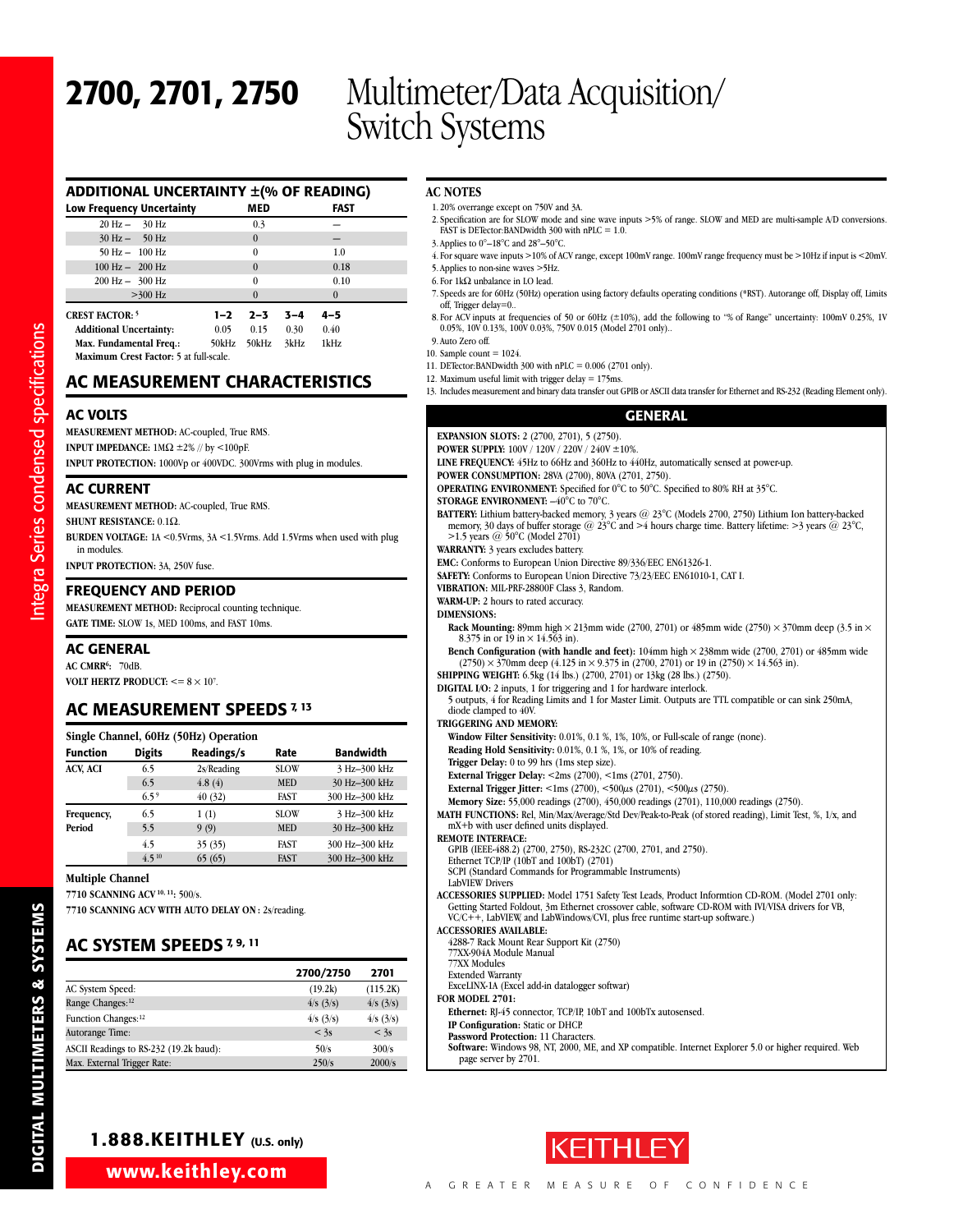# 2700, 2701, 2750 Multimeter/Data Acquisition/ Switch Systems

## ADDITIONAL UNCERTAINTY ±(% OF READING)

| Low Frequency Uncertainty | MED | FAST |
|---|---|---|
| 20 Hz – 30 Hz | 0.3 | — |
| 30 Hz – 50 Hz | 0 | — |
| 50 Hz – 100 Hz | 0 | 1.0 |
| 100 Hz – 200 Hz | 0 | 0.18 |
| 200 Hz – 300 Hz | 0 | 0.10 |
| >300 Hz | 0 | 0 |

| CREST FACTOR:[5] | 1–2 | 2–3 | 3–4 | 4–5 |
|---|---|---|---|---|
| Additional Uncertainty: | 0.05 | 0.15 | 0.30 | 0.40 |
| Max. Fundamental Freq.: | 50kHz | 50kHz | 3kHz | 1kHz |

**Maximum Crest Factor:** 5 at full-scale.

## AC MEASUREMENT CHARACTERISTICS

### AC VOLTS

**MEASUREMENT METHOD:** AC-coupled, True RMS.

**INPUT IMPEDANCE:** 1MΩ ±2% // by <100pF.

**INPUT PROTECTION:** 1000Vp or 400VDC. 300Vrms with plug in modules.

### AC CURRENT

**MEASUREMENT METHOD:** AC-coupled, True RMS.

**SHUNT RESISTANCE:** 0.1Ω.

**BURDEN VOLTAGE:** 1A <0.5Vrms, 3A <1.5Vrms. Add 1.5Vrms when used with plug in modules.

**INPUT PROTECTION:** 3A, 250V fuse.

### FREQUENCY AND PERIOD

**MEASUREMENT METHOD:** Reciprocal counting technique.

**GATE TIME:** SLOW 1s, MED 100ms, and FAST 10ms.

### AC GENERAL

**AC CMRR[6]:** 70dB.

**VOLT HERTZ PRODUCT:** <= $8 \times 10^7$.

## AC MEASUREMENT SPEEDS [7, 13]

**Single Channel, 60Hz (50Hz) Operation**

| Function | Digits | Readings/s | Rate | Bandwidth |
|---|---|---|---|---|
| ACV, ACI | 6.5 | 2s/Reading | SLOW | 3 Hz–300 kHz |
| | 6.5 | 4.8 (4) | MED | 30 Hz–300 kHz |
| | 6.5 [9] | 40 (32) | FAST | 300 Hz–300 kHz |
| Frequency, Period | 6.5 | 1 (1) | SLOW | 3 Hz–300 kHz |
| | 5.5 | 9 (9) | MED | 30 Hz–300 kHz |
| | 4.5 | 35 (35) | FAST | 300 Hz–300 kHz |
| | 4.5 [10] | 65 (65) | FAST | 300 Hz–300 kHz |

**Multiple Channel**

**7710 SCANNING ACV [10, 11]:** 500/s.

**7710 SCANNING ACV WITH AUTO DELAY ON :** 2s/reading.

## AC SYSTEM SPEEDS [7, 9, 11]

| | 2700/2750 | 2701 |
|---|---|---|
| AC System Speed: | (19.2k) | (115.2K) |
| Range Changes:[12] | 4/s (3/s) | 4/s (3/s) |
| Function Changes:[12] | 4/s (3/s) | 4/s (3/s) |
| Autorange Time: | < 3s | < 3s |
| ASCII Readings to RS-232 (19.2k baud): | 50/s | 300/s |
| Max. External Trigger Rate: | 250/s | 2000/s |

## AC NOTES

1. 20% overrange except on 750V and 3A.
2. Specification are for SLOW mode and sine wave inputs >5% of range. SLOW and MED are multi-sample A/D conversions. FAST is DETector:BANDwidth 300 with nPLC = 1.0.
3. Applies to 0°–18°C and 28°–50°C.
4. For square wave inputs >10% of ACV range, except 100mV range. 100mV range frequency must be >10Hz if input is <20mV.
5. Applies to non-sine waves >5Hz.
6. For 1kΩ unbalance in LO lead.
7. Speeds are for 60Hz (50Hz) operation using factory defaults operating conditions (*RST). Autorange off, Display off, Limits off, Trigger delay=0..
8. For ACV inputs at frequencies of 50 or 60Hz (±10%), add the following to "% of Range" uncertainty: 100mV 0.25%, 1V 0.05%, 10V 0.13%, 100V 0.03%, 750V 0.015 (Model 2701 only)..
9. Auto Zero off.
10. Sample count = 1024.
11. DETector:BANDwidth 300 with nPLC = 0.006 (2701 only).
12. Maximum useful limit with trigger delay = 175ms.
13. Includes measurement and binary data transfer out GPIB or ASCII data transfer for Ethernet and RS-232 (Reading Element only).

## GENERAL

**EXPANSION SLOTS:** 2 (2700, 2701), 5 (2750).

**POWER SUPPLY:** 100V / 120V / 220V / 240V ±10%.

**LINE FREQUENCY:** 45Hz to 66Hz and 360Hz to 440Hz, automatically sensed at power-up.

**POWER CONSUMPTION:** 28VA (2700), 80VA (2701, 2750).

**OPERATING ENVIRONMENT:** Specified for 0°C to 50°C. Specified to 80% RH at 35°C.

**STORAGE ENVIRONMENT:** –40°C to 70°C.

**BATTERY:** Lithium battery-backed memory, 3 years @ 23°C (Models 2700, 2750) Lithium Ion battery-backed memory, 30 days of buffer storage @ 23°C and >4 hours charge time. Battery lifetime: >3 years @ 23°C, >1.5 years @ 50°C (Model 2701)

**WARRANTY:** 3 years excludes battery.

**EMC:** Conforms to European Union Directive 89/336/EEC EN61326-1.

**SAFETY:** Conforms to European Union Directive 73/23/EEC EN61010-1, CAT I.

**VIBRATION:** MIL-PRF-28800F Class 3, Random.

**WARM-UP:** 2 hours to rated accuracy.

**DIMENSIONS:**
- **Rack Mounting:** 89mm high × 213mm wide (2700, 2701) or 485mm wide (2750) × 370mm deep (3.5 in × 8.375 in or 19 in × 14.563 in).
- **Bench Configuration (with handle and feet):** 104mm high × 238mm wide (2700, 2701) or 485mm wide (2750) × 370mm deep (4.125 in × 9.375 in (2700, 2701) or 19 in (2750) × 14.563 in).

**SHIPPING WEIGHT:** 6.5kg (14 lbs.) (2700, 2701) or 13kg (28 lbs.) (2750).

**DIGITAL I/O:** 2 inputs, 1 for triggering and 1 for hardware interlock.
5 outputs, 4 for Reading Limits and 1 for Master Limit. Outputs are TTL compatible or can sink 250mA, diode clamped to 40V.

**TRIGGERING AND MEMORY:**
- **Window Filter Sensitivity:** 0.01%, 0.1 %, 1%, 10%, or Full-scale of range (none).
- **Reading Hold Sensitivity:** 0.01%, 0.1 %, 1%, or 10% of reading.
- **Trigger Delay:** 0 to 99 hrs (1ms step size).
- **External Trigger Delay:** <2ms (2700), <1ms (2701, 2750).
- **External Trigger Jitter:** <1ms (2700), <500µs (2701), <500µs (2750).
- **Memory Size:** 55,000 readings (2700), 450,000 readings (2701), 110,000 readings (2750).

**MATH FUNCTIONS:** Rel, Min/Max/Average/Std Dev/Peak-to-Peak (of stored reading), Limit Test, %, 1/x, and mX+b with user defined units displayed.

**REMOTE INTERFACE:**
GPIB (IEEE-488.2) (2700, 2750), RS-232C (2700, 2701, and 2750).
Ethernet TCP/IP (10bT and 100bT) (2701)
SCPI (Standard Commands for Programmable Instruments)
LabVIEW Drivers

**ACCESSORIES SUPPLIED:** Model 1751 Safety Test Leads, Product Informtion CD-ROM. (Model 2701 only: Getting Started Foldout, 3m Ethernet crossover cable, software CD-ROM with IVI/VISA drivers for VB, VC/C++, LabVIEW, and LabWindows/CVI, plus free runtime start-up software.)

**ACCESSORIES AVAILABLE:**
4288-7 Rack Mount Rear Support Kit (2750)
77XX-904A Module Manual
77XX Modules
Extended Warranty
ExceLINX-1A (Excel add-in datalogger softwar)

**FOR MODEL 2701:**
- **Ethernet:** RJ-45 connector, TCP/IP, 10bT and 100bTx autosensed.
- **IP Configuration:** Static or DHCP.
- **Password Protection:** 11 Characters.
- **Software:** Windows 98, NT, 2000, ME, and XP compatible. Internet Explorer 5.0 or higher required. Web page server by 2701.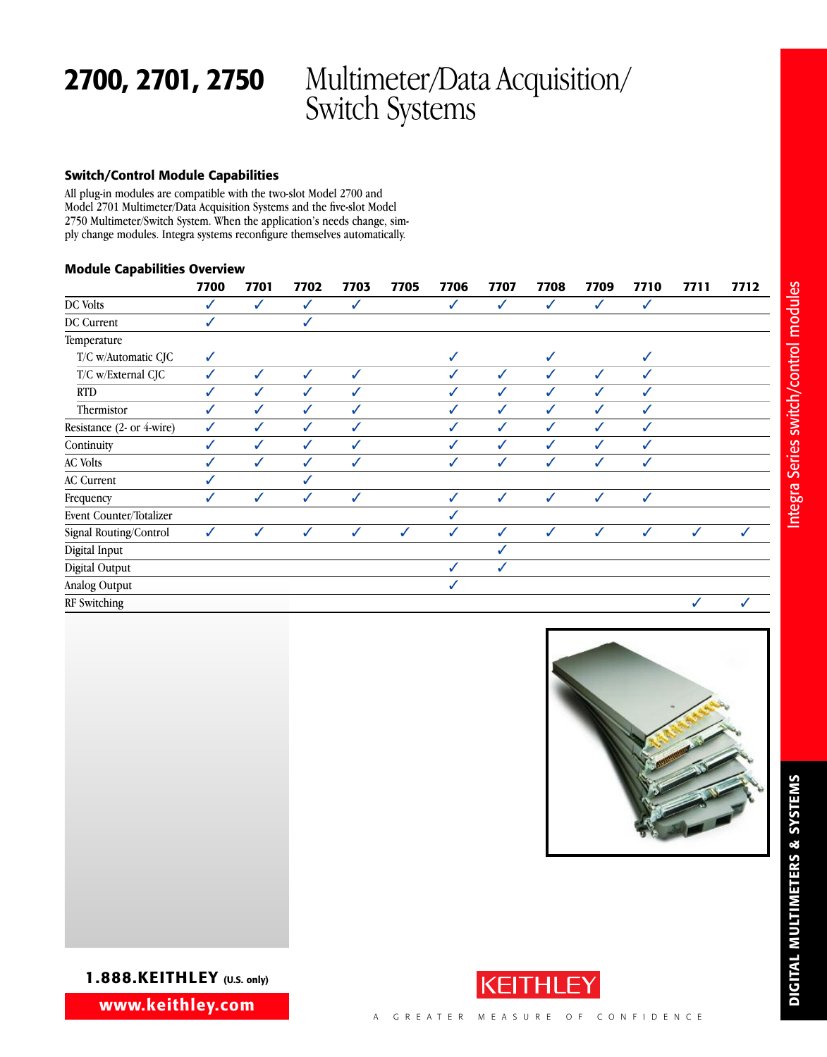# 2700, 2701, 2750 Multimeter/Data Acquisition/Switch Systems

### Switch/Control Module Capabilities

All plug-in modules are compatible with the two-slot Model 2700 and Model 2701 Multimeter/Data Acquisition Systems and the five-slot Model 2750 Multimeter/Switch System. When the application's needs change, simply change modules. Integra systems reconfigure themselves automatically.

### Module Capabilities Overview

| | 7700 | 7701 | 7702 | 7703 | 7705 | 7706 | 7707 | 7708 | 7709 | 7710 | 7711 | 7712 |
|---|---|---|---|---|---|---|---|---|---|---|---|---|
| DC Volts | ✓ | ✓ | ✓ | ✓ | | ✓ | ✓ | ✓ | ✓ | ✓ | | |
| DC Current | ✓ | | ✓ | | | | | | | | | |
| Temperature | | | | | | | | | | | | |
| T/C w/Automatic CJC | ✓ | | | | | ✓ | | ✓ | | ✓ | | |
| T/C w/External CJC | ✓ | ✓ | ✓ | ✓ | | ✓ | ✓ | ✓ | ✓ | ✓ | | |
| RTD | ✓ | ✓ | ✓ | ✓ | | ✓ | ✓ | ✓ | ✓ | ✓ | | |
| Thermistor | ✓ | ✓ | ✓ | ✓ | | ✓ | ✓ | ✓ | ✓ | ✓ | | |
| Resistance (2- or 4-wire) | ✓ | ✓ | ✓ | ✓ | | ✓ | ✓ | ✓ | ✓ | ✓ | | |
| Continuity | ✓ | ✓ | ✓ | ✓ | | ✓ | ✓ | ✓ | ✓ | ✓ | | |
| AC Volts | ✓ | ✓ | ✓ | ✓ | | ✓ | ✓ | ✓ | ✓ | ✓ | | |
| AC Current | ✓ | | ✓ | | | | | | | | | |
| Frequency | ✓ | ✓ | ✓ | ✓ | | ✓ | ✓ | ✓ | ✓ | ✓ | | |
| Event Counter/Totalizer | | | | | | ✓ | | | | | | |
| Signal Routing/Control | ✓ | ✓ | ✓ | ✓ | ✓ | ✓ | ✓ | ✓ | ✓ | ✓ | ✓ | ✓ |
| Digital Input | | | | | | | ✓ | | | | | |
| Digital Output | | | | | | ✓ | ✓ | | | | | |
| Analog Output | | | | | | ✓ | | | | | | |
| RF Switching | | | | | | | | | | | ✓ | ✓ |

KEITHLEY

A GREATER MEASURE OF CONFIDENCE